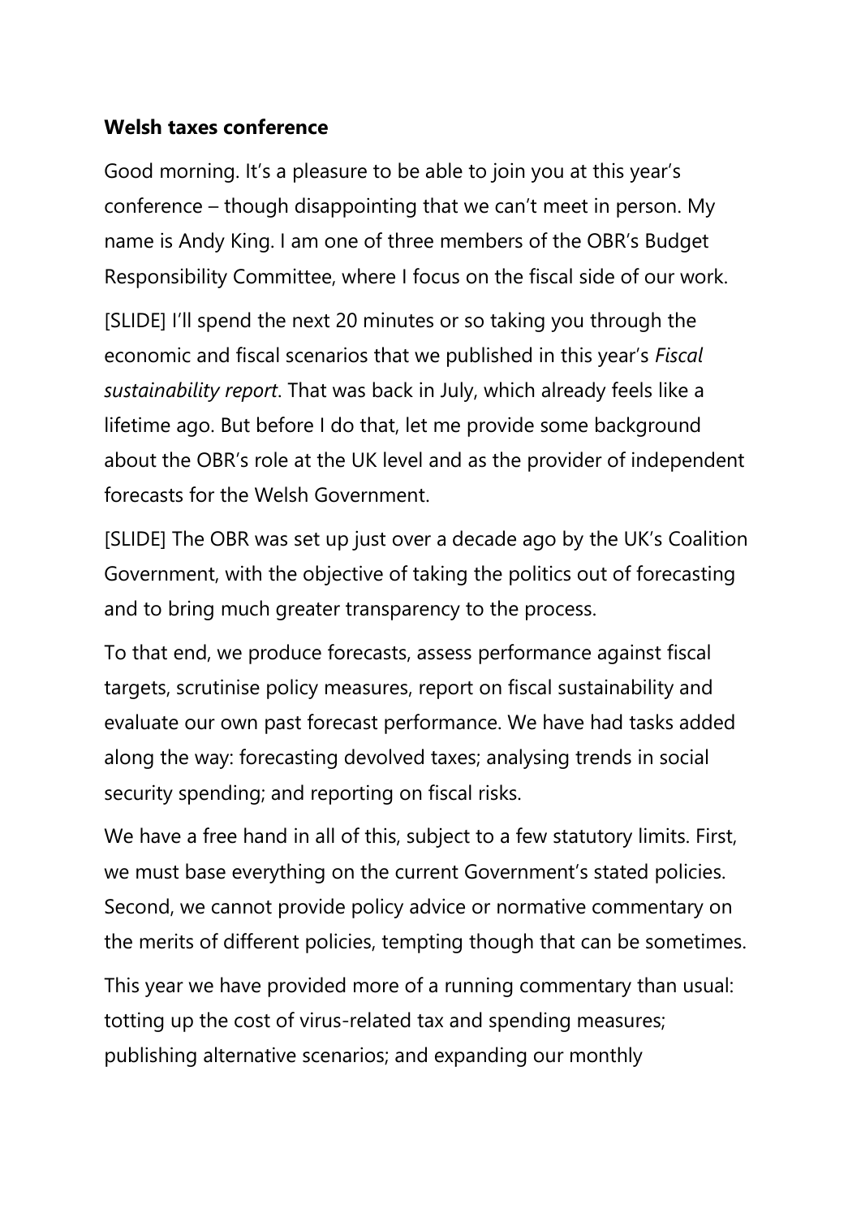**Welsh taxes conference**

Good morning. It's a pleasure to be able to join you at this year's conference – though disappointing that we can't meet in person. My name is Andy King. I am one of three members of the OBR's Budget Responsibility Committee, where I focus on the fiscal side of our work.

[SLIDE] I'll spend the next 20 minutes or so taking you through the economic and fiscal scenarios that we published in this year's *Fiscal sustainability report*. That was back in July, which already feels like a lifetime ago. But before I do that, let me provide some background about the OBR's role at the UK level and as the provider of independent forecasts for the Welsh Government.

[SLIDE] The OBR was set up just over a decade ago by the UK's Coalition Government, with the objective of taking the politics out of forecasting and to bring much greater transparency to the process.

To that end, we produce forecasts, assess performance against fiscal targets, scrutinise policy measures, report on fiscal sustainability and evaluate our own past forecast performance. We have had tasks added along the way: forecasting devolved taxes; analysing trends in social security spending; and reporting on fiscal risks.

We have a free hand in all of this, subject to a few statutory limits. First, we must base everything on the current Government's stated policies. Second, we cannot provide policy advice or normative commentary on the merits of different policies, tempting though that can be sometimes.

This year we have provided more of a running commentary than usual: totting up the cost of virus-related tax and spending measures; publishing alternative scenarios; and expanding our monthly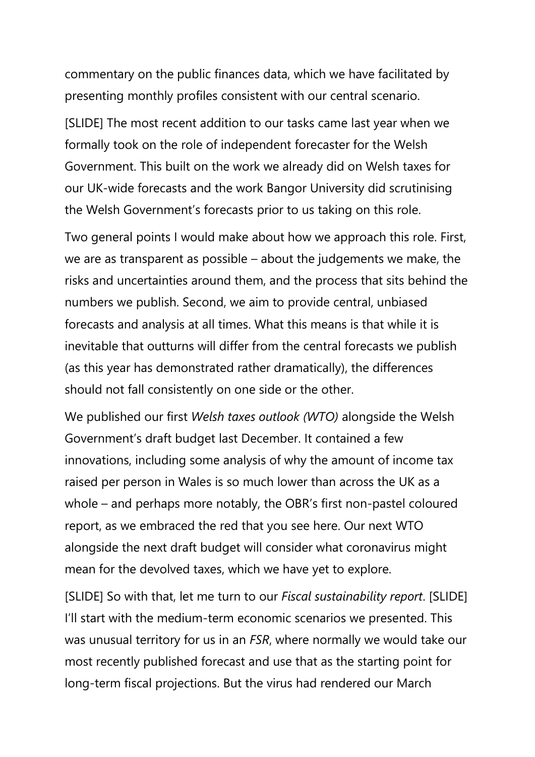commentary on the public finances data, which we have facilitated by presenting monthly profiles consistent with our central scenario.

[SLIDE] The most recent addition to our tasks came last year when we formally took on the role of independent forecaster for the Welsh Government. This built on the work we already did on Welsh taxes for our UK-wide forecasts and the work Bangor University did scrutinising the Welsh Government's forecasts prior to us taking on this role.

Two general points I would make about how we approach this role. First, we are as transparent as possible – about the judgements we make, the risks and uncertainties around them, and the process that sits behind the numbers we publish. Second, we aim to provide central, unbiased forecasts and analysis at all times. What this means is that while it is inevitable that outturns will differ from the central forecasts we publish (as this year has demonstrated rather dramatically), the differences should not fall consistently on one side or the other.

We published our first *Welsh taxes outlook (WTO)* alongside the Welsh Government's draft budget last December. It contained a few innovations, including some analysis of why the amount of income tax raised per person in Wales is so much lower than across the UK as a whole – and perhaps more notably, the OBR's first non-pastel coloured report, as we embraced the red that you see here. Our next WTO alongside the next draft budget will consider what coronavirus might mean for the devolved taxes, which we have yet to explore.

[SLIDE] So with that, let me turn to our *Fiscal sustainability report*. [SLIDE] I'll start with the medium-term economic scenarios we presented. This was unusual territory for us in an *FSR*, where normally we would take our most recently published forecast and use that as the starting point for long-term fiscal projections. But the virus had rendered our March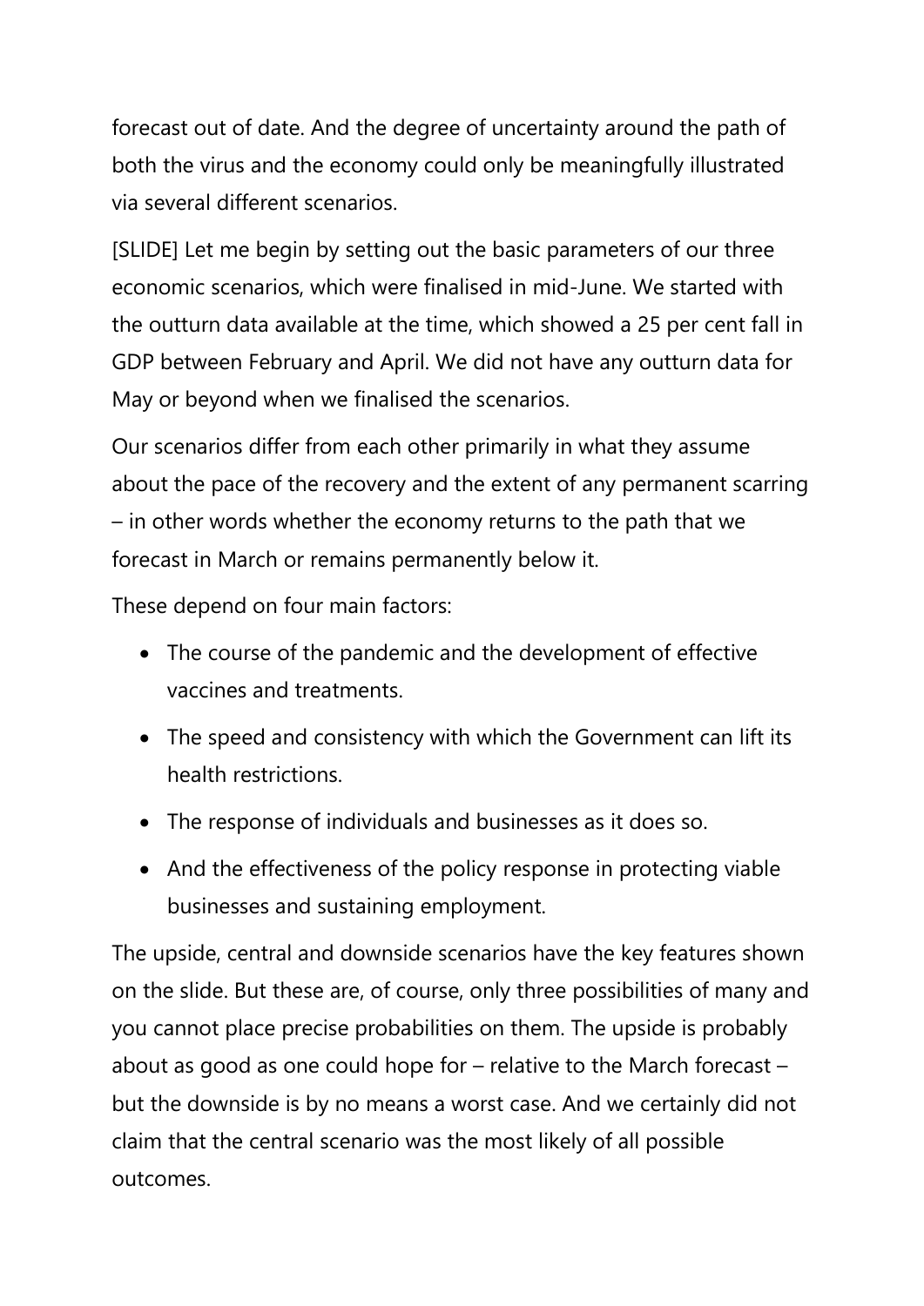forecast out of date. And the degree of uncertainty around the path of both the virus and the economy could only be meaningfully illustrated via several different scenarios.

[SLIDE] Let me begin by setting out the basic parameters of our three economic scenarios, which were finalised in mid-June. We started with the outturn data available at the time, which showed a 25 per cent fall in GDP between February and April. We did not have any outturn data for May or beyond when we finalised the scenarios.

Our scenarios differ from each other primarily in what they assume about the pace of the recovery and the extent of any permanent scarring – in other words whether the economy returns to the path that we forecast in March or remains permanently below it.

These depend on four main factors:

- The course of the pandemic and the development of effective vaccines and treatments.
- The speed and consistency with which the Government can lift its health restrictions.
- The response of individuals and businesses as it does so.
- And the effectiveness of the policy response in protecting viable businesses and sustaining employment.

The upside, central and downside scenarios have the key features shown on the slide. But these are, of course, only three possibilities of many and you cannot place precise probabilities on them. The upside is probably about as good as one could hope for – relative to the March forecast – but the downside is by no means a worst case. And we certainly did not claim that the central scenario was the most likely of all possible outcomes.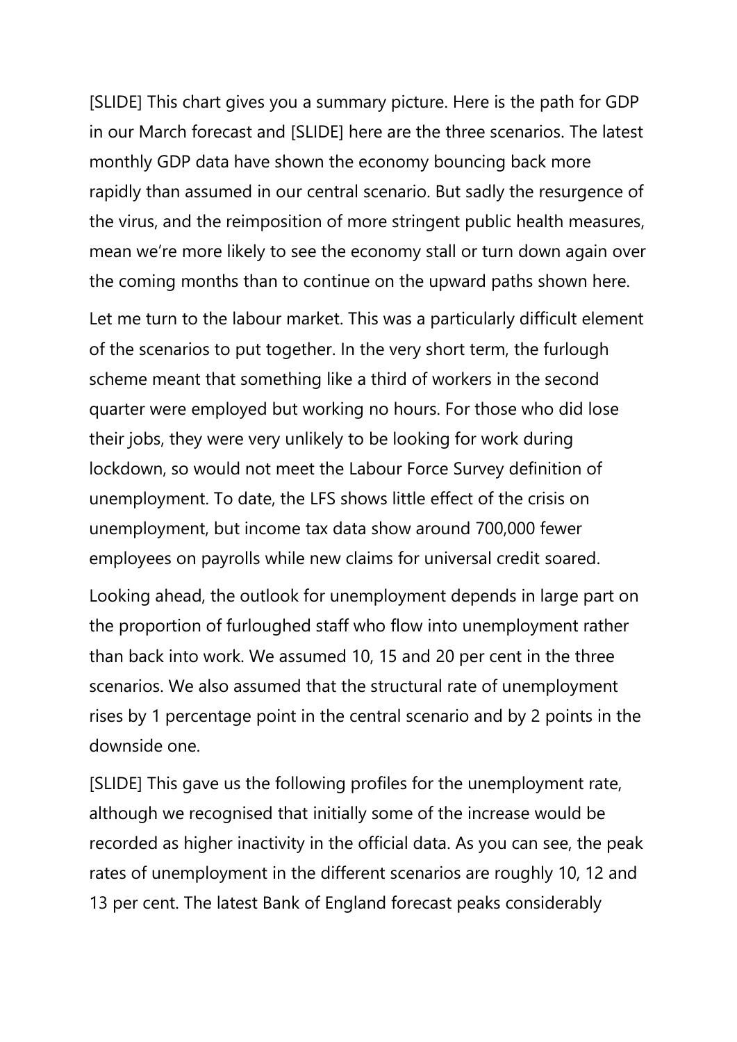[SLIDE] This chart gives you a summary picture. Here is the path for GDP in our March forecast and [SLIDE] here are the three scenarios. The latest monthly GDP data have shown the economy bouncing back more rapidly than assumed in our central scenario. But sadly the resurgence of the virus, and the reimposition of more stringent public health measures, mean we're more likely to see the economy stall or turn down again over the coming months than to continue on the upward paths shown here.

Let me turn to the labour market. This was a particularly difficult element of the scenarios to put together. In the very short term, the furlough scheme meant that something like a third of workers in the second quarter were employed but working no hours. For those who did lose their jobs, they were very unlikely to be looking for work during lockdown, so would not meet the Labour Force Survey definition of unemployment. To date, the LFS shows little effect of the crisis on unemployment, but income tax data show around 700,000 fewer employees on payrolls while new claims for universal credit soared.

Looking ahead, the outlook for unemployment depends in large part on the proportion of furloughed staff who flow into unemployment rather than back into work. We assumed 10, 15 and 20 per cent in the three scenarios. We also assumed that the structural rate of unemployment rises by 1 percentage point in the central scenario and by 2 points in the downside one.

[SLIDE] This gave us the following profiles for the unemployment rate, although we recognised that initially some of the increase would be recorded as higher inactivity in the official data. As you can see, the peak rates of unemployment in the different scenarios are roughly 10, 12 and 13 per cent. The latest Bank of England forecast peaks considerably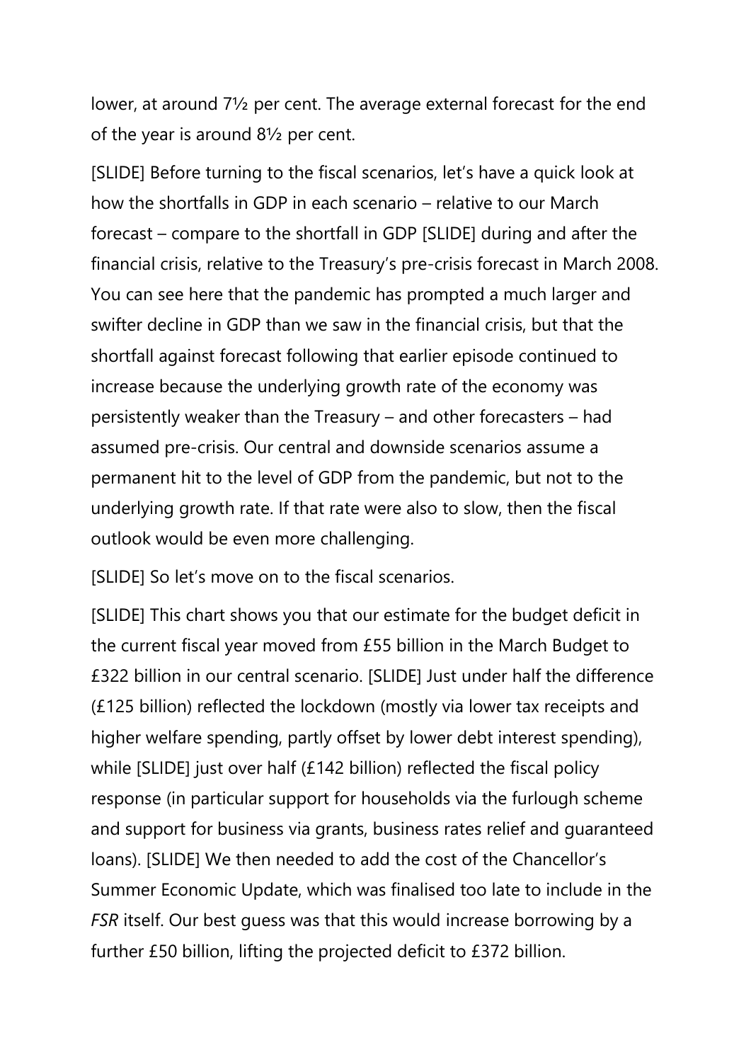lower, at around 7½ per cent. The average external forecast for the end of the year is around 8½ per cent.

[SLIDE] Before turning to the fiscal scenarios, let's have a quick look at how the shortfalls in GDP in each scenario – relative to our March forecast – compare to the shortfall in GDP [SLIDE] during and after the financial crisis, relative to the Treasury's pre-crisis forecast in March 2008. You can see here that the pandemic has prompted a much larger and swifter decline in GDP than we saw in the financial crisis, but that the shortfall against forecast following that earlier episode continued to increase because the underlying growth rate of the economy was persistently weaker than the Treasury – and other forecasters – had assumed pre-crisis. Our central and downside scenarios assume a permanent hit to the level of GDP from the pandemic, but not to the underlying growth rate. If that rate were also to slow, then the fiscal outlook would be even more challenging.

[SLIDE] So let's move on to the fiscal scenarios.

[SLIDE] This chart shows you that our estimate for the budget deficit in the current fiscal year moved from £55 billion in the March Budget to £322 billion in our central scenario. [SLIDE] Just under half the difference (£125 billion) reflected the lockdown (mostly via lower tax receipts and higher welfare spending, partly offset by lower debt interest spending), while [SLIDE] just over half (£142 billion) reflected the fiscal policy response (in particular support for households via the furlough scheme and support for business via grants, business rates relief and guaranteed loans). [SLIDE] We then needed to add the cost of the Chancellor's Summer Economic Update, which was finalised too late to include in the *FSR* itself. Our best guess was that this would increase borrowing by a further £50 billion, lifting the projected deficit to £372 billion.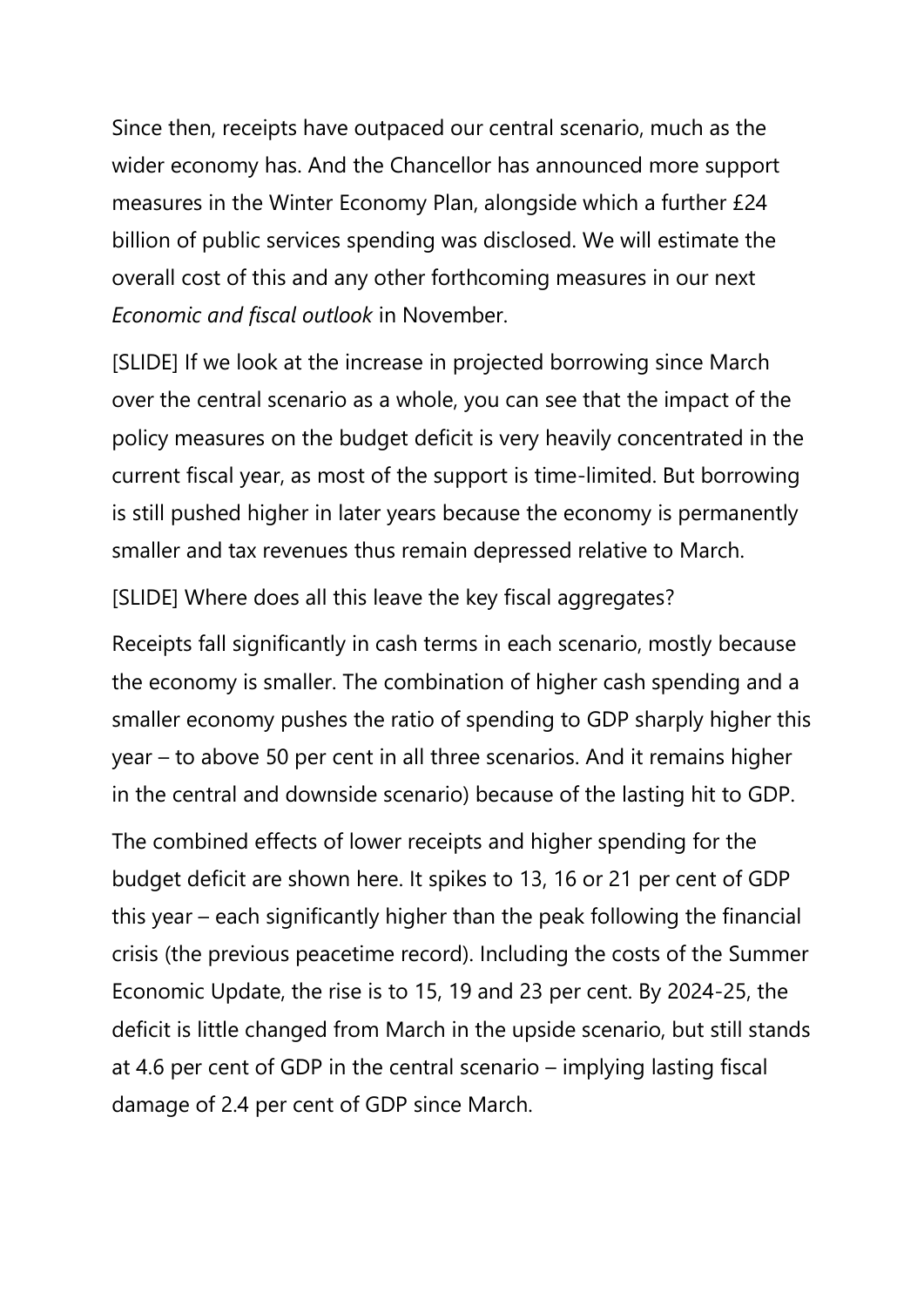Since then, receipts have outpaced our central scenario, much as the wider economy has. And the Chancellor has announced more support measures in the Winter Economy Plan, alongside which a further £24 billion of public services spending was disclosed. We will estimate the overall cost of this and any other forthcoming measures in our next *Economic and fiscal outlook* in November.

[SLIDE] If we look at the increase in projected borrowing since March over the central scenario as a whole, you can see that the impact of the policy measures on the budget deficit is very heavily concentrated in the current fiscal year, as most of the support is time-limited. But borrowing is still pushed higher in later years because the economy is permanently smaller and tax revenues thus remain depressed relative to March.

[SLIDE] Where does all this leave the key fiscal aggregates?

Receipts fall significantly in cash terms in each scenario, mostly because the economy is smaller. The combination of higher cash spending and a smaller economy pushes the ratio of spending to GDP sharply higher this year – to above 50 per cent in all three scenarios. And it remains higher in the central and downside scenario) because of the lasting hit to GDP.

The combined effects of lower receipts and higher spending for the budget deficit are shown here. It spikes to 13, 16 or 21 per cent of GDP this year – each significantly higher than the peak following the financial crisis (the previous peacetime record). Including the costs of the Summer Economic Update, the rise is to 15, 19 and 23 per cent. By 2024-25, the deficit is little changed from March in the upside scenario, but still stands at 4.6 per cent of GDP in the central scenario – implying lasting fiscal damage of 2.4 per cent of GDP since March.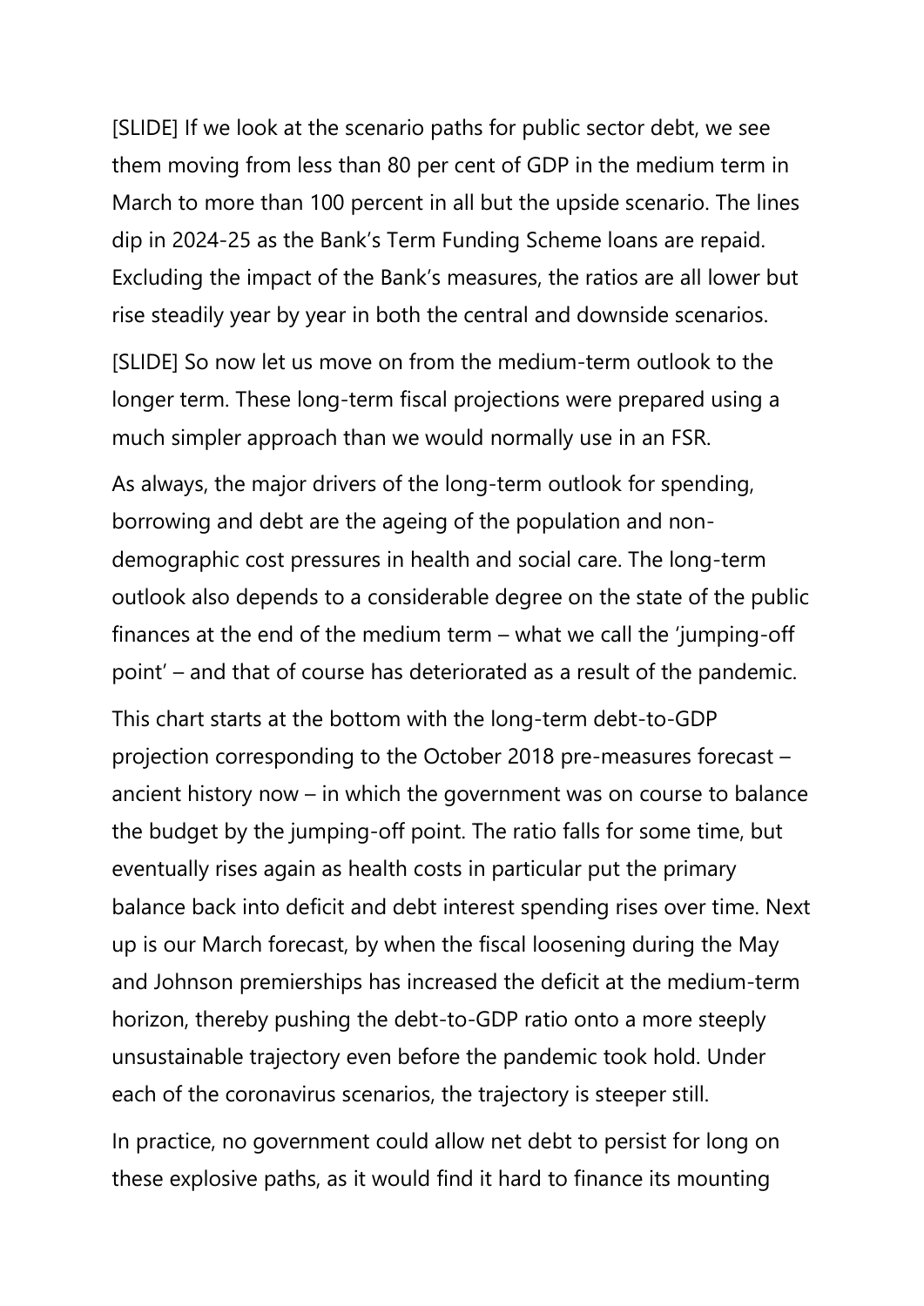[SLIDE] If we look at the scenario paths for public sector debt, we see them moving from less than 80 per cent of GDP in the medium term in March to more than 100 percent in all but the upside scenario. The lines dip in 2024-25 as the Bank's Term Funding Scheme loans are repaid. Excluding the impact of the Bank's measures, the ratios are all lower but rise steadily year by year in both the central and downside scenarios.

[SLIDE] So now let us move on from the medium-term outlook to the longer term. These long-term fiscal projections were prepared using a much simpler approach than we would normally use in an FSR.

As always, the major drivers of the long-term outlook for spending, borrowing and debt are the ageing of the population and non-demographic cost pressures in health and social care. The long-term outlook also depends to a considerable degree on the state of the public finances at the end of the medium term – what we call the 'jumping-off point' – and that of course has deteriorated as a result of the pandemic.

This chart starts at the bottom with the long-term debt-to-GDP projection corresponding to the October 2018 pre-measures forecast – ancient history now – in which the government was on course to balance the budget by the jumping-off point. The ratio falls for some time, but eventually rises again as health costs in particular put the primary balance back into deficit and debt interest spending rises over time. Next up is our March forecast, by when the fiscal loosening during the May and Johnson premierships has increased the deficit at the medium-term horizon, thereby pushing the debt-to-GDP ratio onto a more steeply unsustainable trajectory even before the pandemic took hold. Under each of the coronavirus scenarios, the trajectory is steeper still.

In practice, no government could allow net debt to persist for long on these explosive paths, as it would find it hard to finance its mounting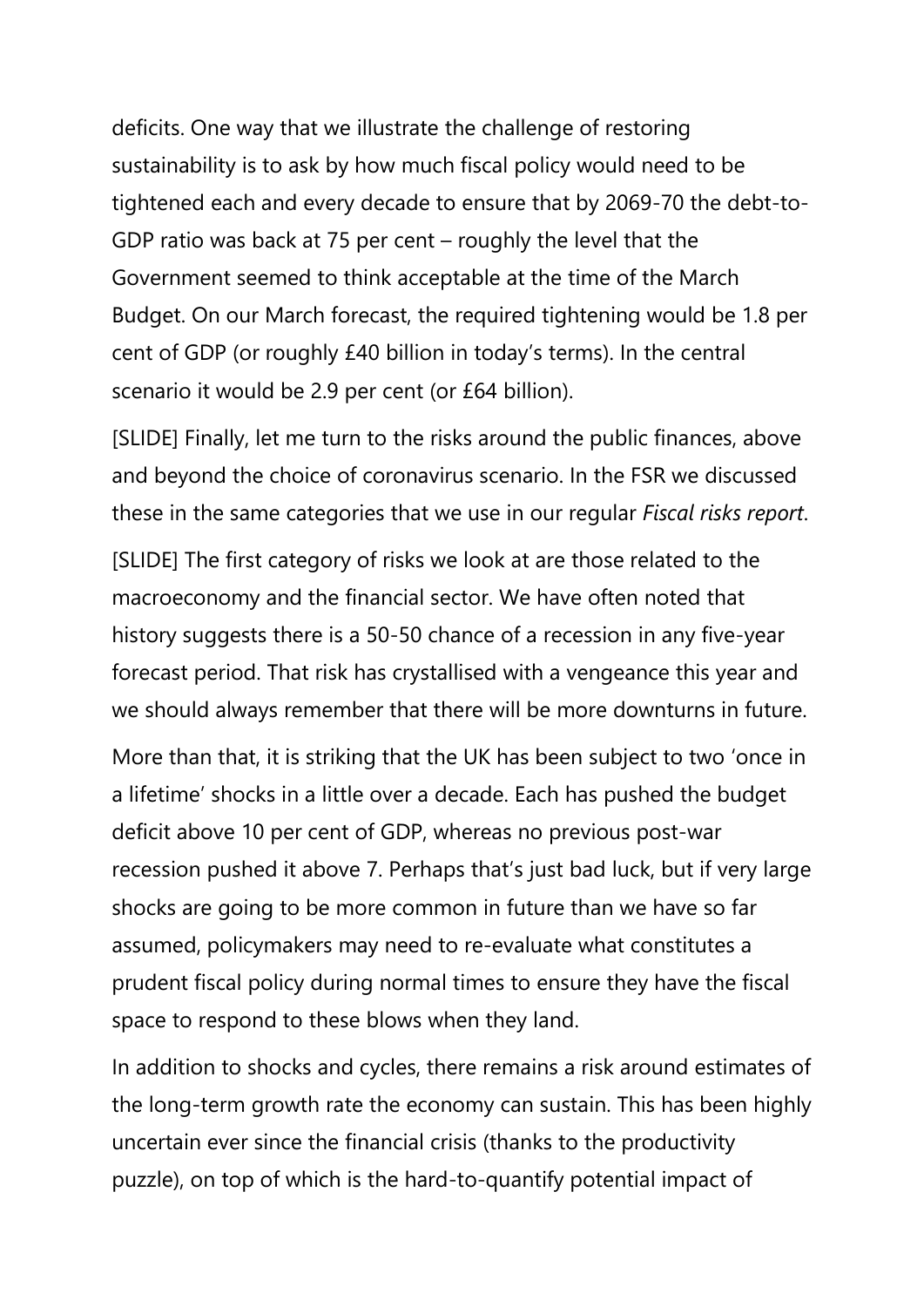deficits. One way that we illustrate the challenge of restoring sustainability is to ask by how much fiscal policy would need to be tightened each and every decade to ensure that by 2069-70 the debt-to-GDP ratio was back at 75 per cent – roughly the level that the Government seemed to think acceptable at the time of the March Budget. On our March forecast, the required tightening would be 1.8 per cent of GDP (or roughly £40 billion in today's terms). In the central scenario it would be 2.9 per cent (or £64 billion).

[SLIDE] Finally, let me turn to the risks around the public finances, above and beyond the choice of coronavirus scenario. In the FSR we discussed these in the same categories that we use in our regular *Fiscal risks report*.

[SLIDE] The first category of risks we look at are those related to the macroeconomy and the financial sector. We have often noted that history suggests there is a 50-50 chance of a recession in any five-year forecast period. That risk has crystallised with a vengeance this year and we should always remember that there will be more downturns in future.

More than that, it is striking that the UK has been subject to two 'once in a lifetime' shocks in a little over a decade. Each has pushed the budget deficit above 10 per cent of GDP, whereas no previous post-war recession pushed it above 7. Perhaps that's just bad luck, but if very large shocks are going to be more common in future than we have so far assumed, policymakers may need to re-evaluate what constitutes a prudent fiscal policy during normal times to ensure they have the fiscal space to respond to these blows when they land.

In addition to shocks and cycles, there remains a risk around estimates of the long-term growth rate the economy can sustain. This has been highly uncertain ever since the financial crisis (thanks to the productivity puzzle), on top of which is the hard-to-quantify potential impact of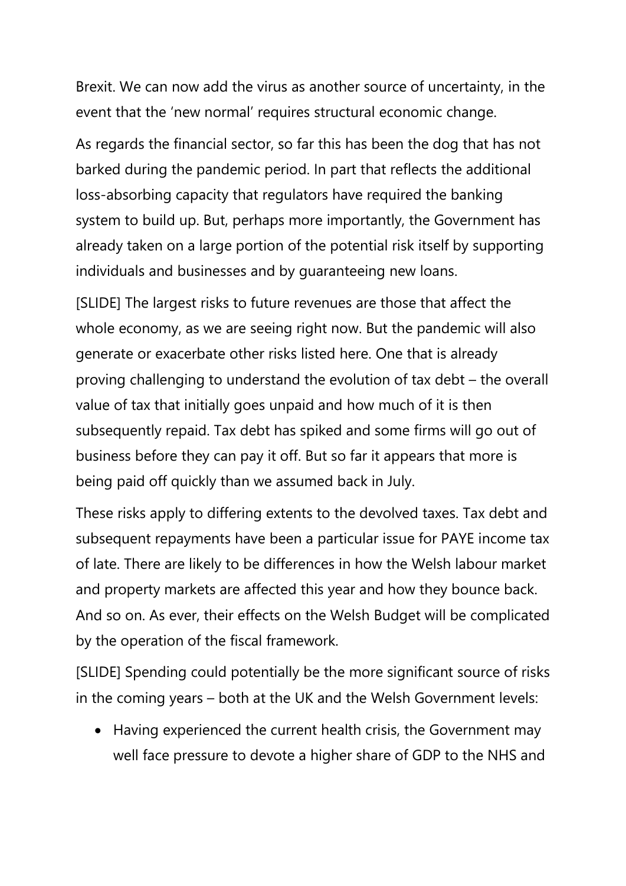Brexit. We can now add the virus as another source of uncertainty, in the event that the 'new normal' requires structural economic change.

As regards the financial sector, so far this has been the dog that has not barked during the pandemic period. In part that reflects the additional loss-absorbing capacity that regulators have required the banking system to build up. But, perhaps more importantly, the Government has already taken on a large portion of the potential risk itself by supporting individuals and businesses and by guaranteeing new loans.

[SLIDE] The largest risks to future revenues are those that affect the whole economy, as we are seeing right now. But the pandemic will also generate or exacerbate other risks listed here. One that is already proving challenging to understand the evolution of tax debt – the overall value of tax that initially goes unpaid and how much of it is then subsequently repaid. Tax debt has spiked and some firms will go out of business before they can pay it off. But so far it appears that more is being paid off quickly than we assumed back in July.

These risks apply to differing extents to the devolved taxes. Tax debt and subsequent repayments have been a particular issue for PAYE income tax of late. There are likely to be differences in how the Welsh labour market and property markets are affected this year and how they bounce back. And so on. As ever, their effects on the Welsh Budget will be complicated by the operation of the fiscal framework.

[SLIDE] Spending could potentially be the more significant source of risks in the coming years – both at the UK and the Welsh Government levels:

- Having experienced the current health crisis, the Government may well face pressure to devote a higher share of GDP to the NHS and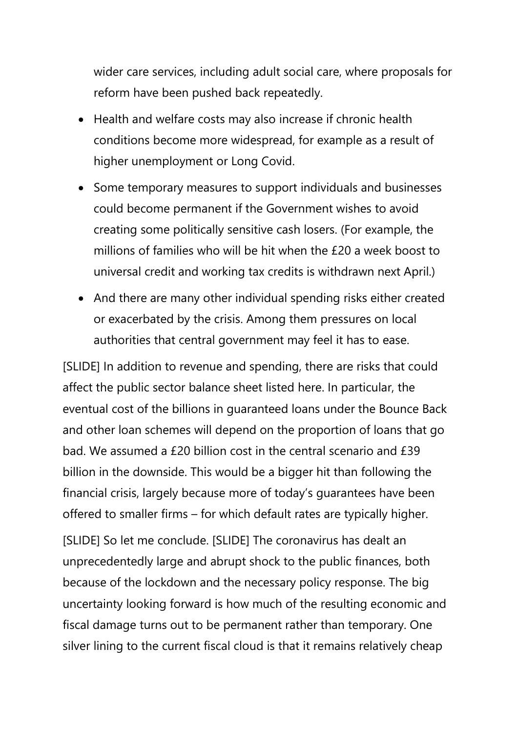wider care services, including adult social care, where proposals for reform have been pushed back repeatedly.

- Health and welfare costs may also increase if chronic health conditions become more widespread, for example as a result of higher unemployment or Long Covid.
- Some temporary measures to support individuals and businesses could become permanent if the Government wishes to avoid creating some politically sensitive cash losers. (For example, the millions of families who will be hit when the £20 a week boost to universal credit and working tax credits is withdrawn next April.)
- And there are many other individual spending risks either created or exacerbated by the crisis. Among them pressures on local authorities that central government may feel it has to ease.

[SLIDE] In addition to revenue and spending, there are risks that could affect the public sector balance sheet listed here. In particular, the eventual cost of the billions in guaranteed loans under the Bounce Back and other loan schemes will depend on the proportion of loans that go bad. We assumed a £20 billion cost in the central scenario and £39 billion in the downside. This would be a bigger hit than following the financial crisis, largely because more of today's guarantees have been offered to smaller firms – for which default rates are typically higher.

[SLIDE] So let me conclude. [SLIDE] The coronavirus has dealt an unprecedentedly large and abrupt shock to the public finances, both because of the lockdown and the necessary policy response. The big uncertainty looking forward is how much of the resulting economic and fiscal damage turns out to be permanent rather than temporary. One silver lining to the current fiscal cloud is that it remains relatively cheap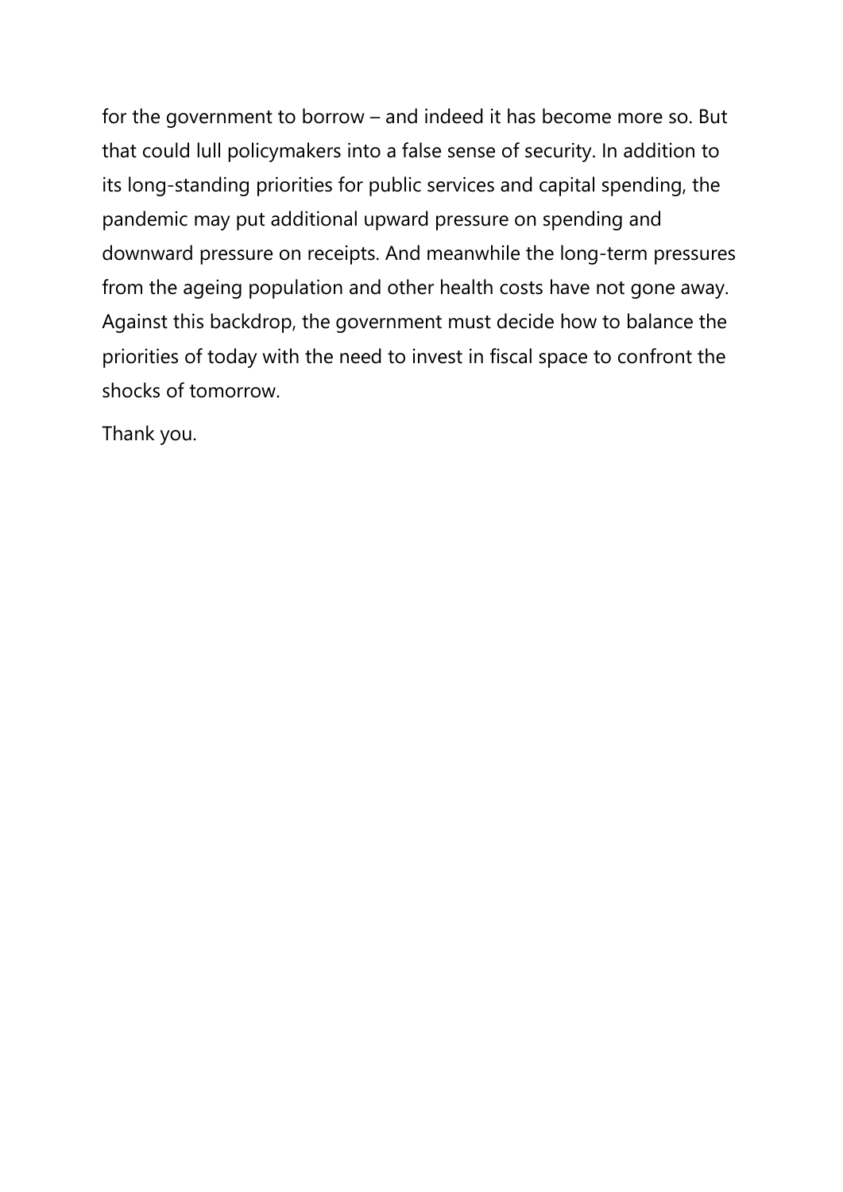for the government to borrow – and indeed it has become more so. But that could lull policymakers into a false sense of security. In addition to its long-standing priorities for public services and capital spending, the pandemic may put additional upward pressure on spending and downward pressure on receipts. And meanwhile the long-term pressures from the ageing population and other health costs have not gone away. Against this backdrop, the government must decide how to balance the priorities of today with the need to invest in fiscal space to confront the shocks of tomorrow.

Thank you.